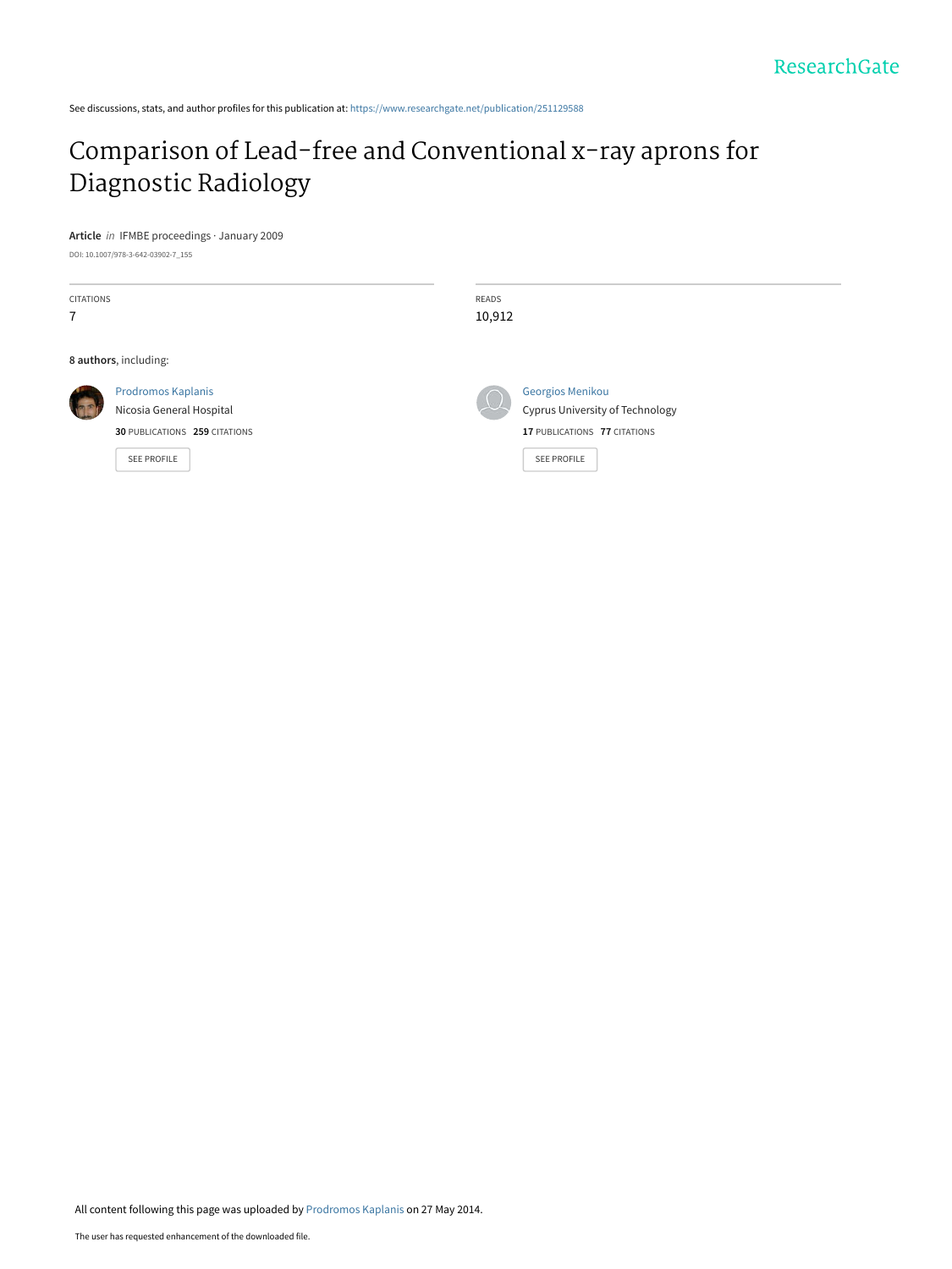See discussions, stats, and author profiles for this publication at: https://www.researchgate.net/publication/251129588

# Comparison of Lead-free and Conventional x-ray aprons for Diagnostic Radiology

**Article** *in* IFMBE proceedings · January 2009

DOI: 10.1007/978-3-642-03902-7_155

CITATIONS
7

READS
10,912

**8 authors**, including:

Prodromos Kaplanis
Nicosia General Hospital
**30** PUBLICATIONS **259** CITATIONS

SEE PROFILE

Georgios Menikou
Cyprus University of Technology
**17** PUBLICATIONS **77** CITATIONS

SEE PROFILE

All content following this page was uploaded by Prodromos Kaplanis on 27 May 2014.

The user has requested enhancement of the downloaded file.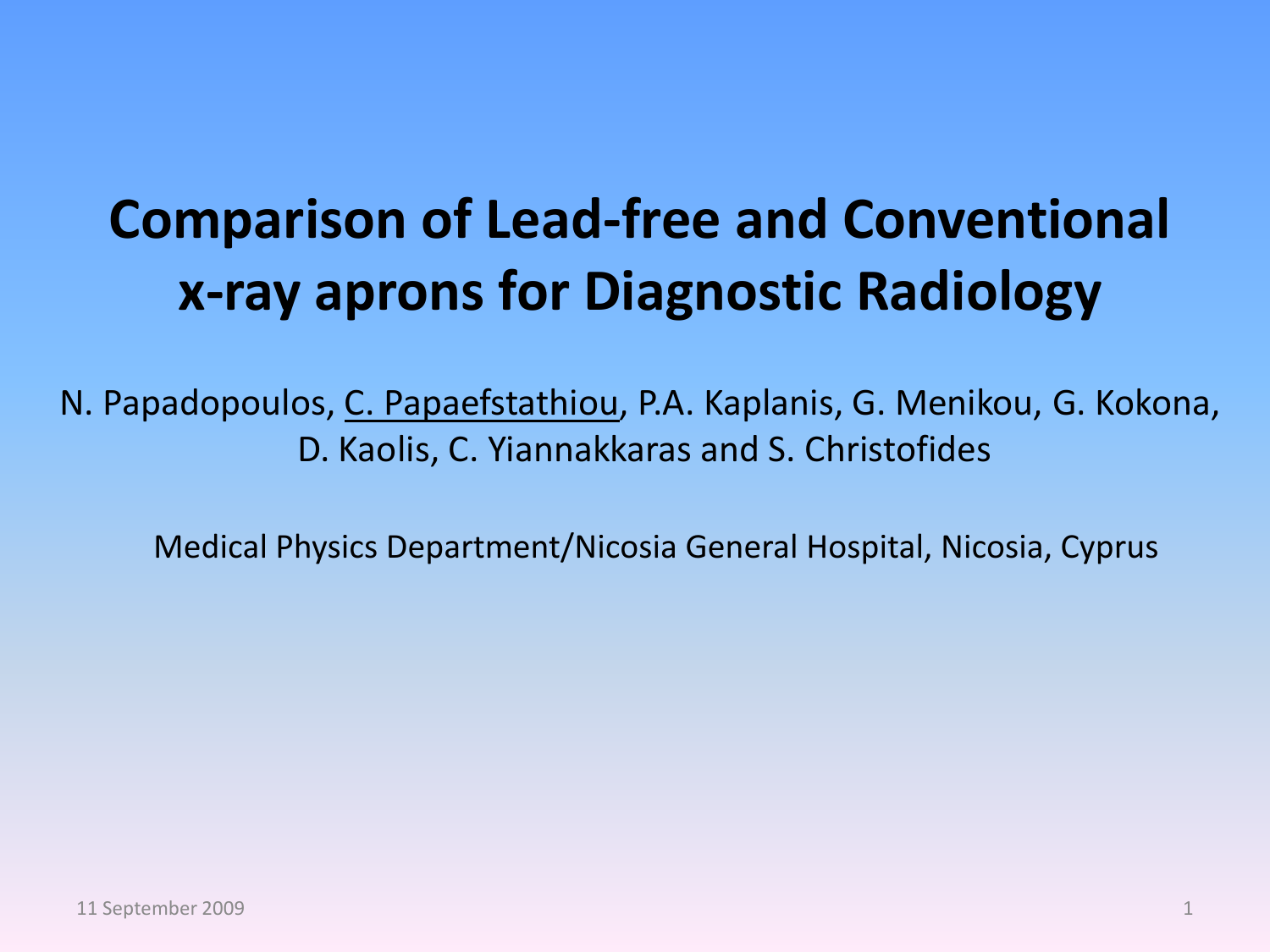# Comparison of Lead-free and Conventional x-ray aprons for Diagnostic Radiology

N. Papadopoulos, C. Papaefstathiou, P.A. Kaplanis, G. Menikou, G. Kokona, D. Kaolis, C. Yiannakkaras and S. Christofides

Medical Physics Department/Nicosia General Hospital, Nicosia, Cyprus

11 September 2009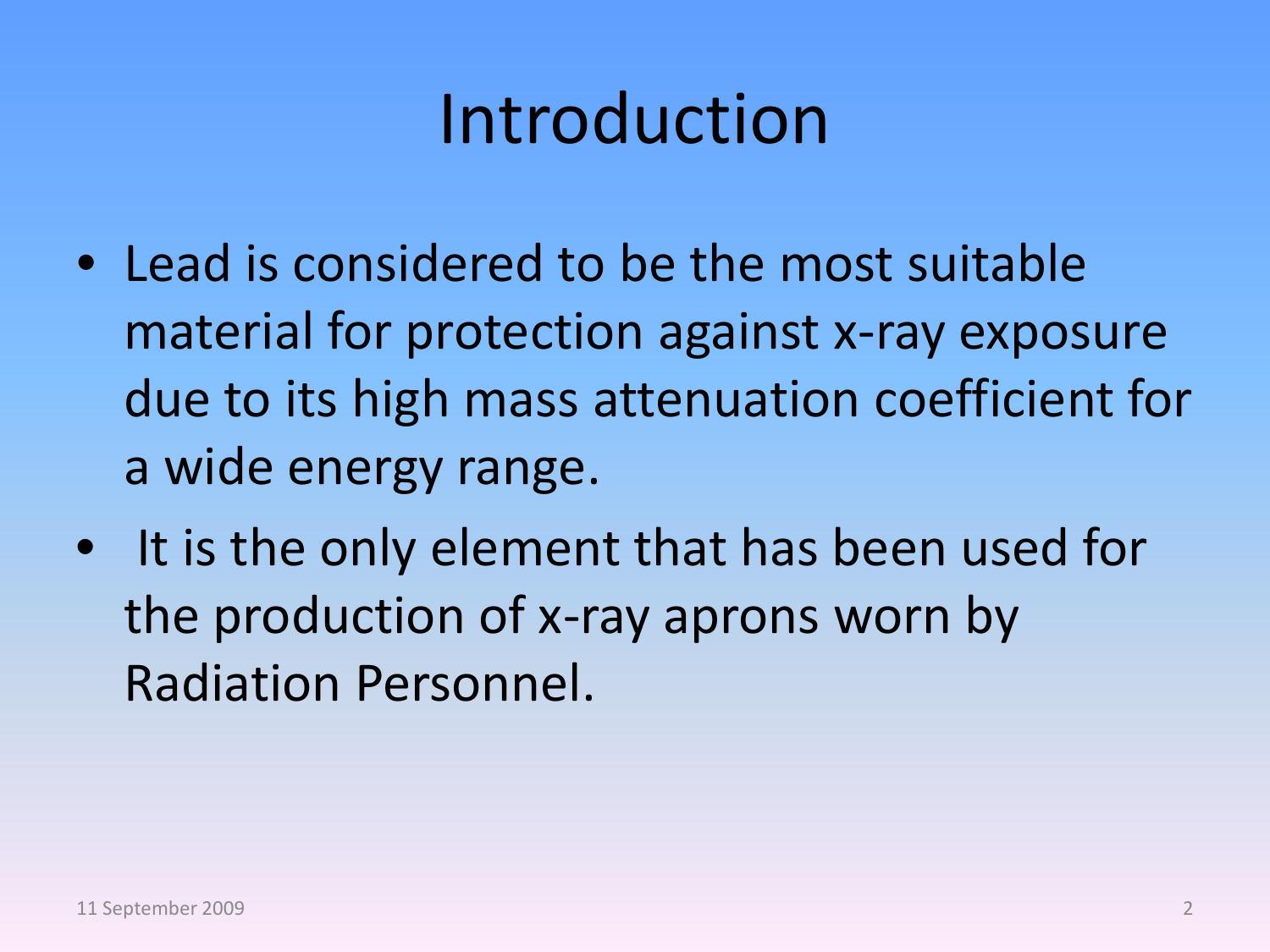# Introduction

- Lead is considered to be the most suitable material for protection against x-ray exposure due to its high mass attenuation coefficient for a wide energy range.
- It is the only element that has been used for the production of x-ray aprons worn by Radiation Personnel.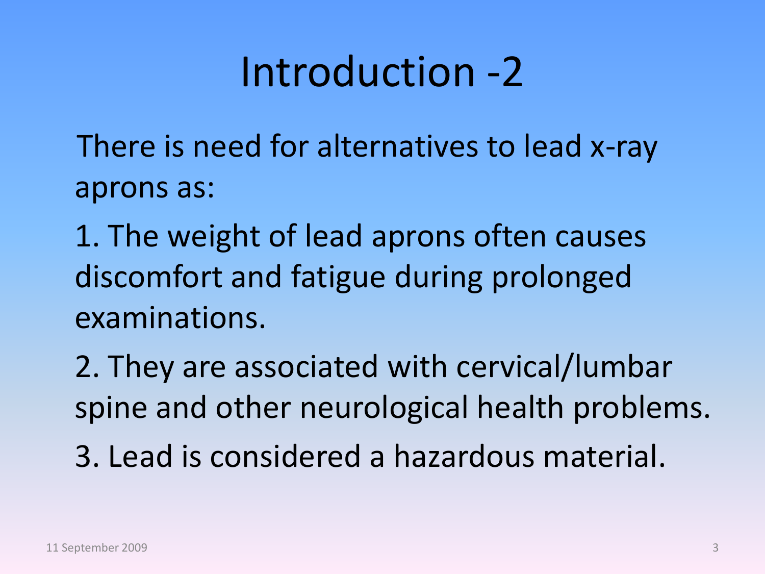# Introduction -2

There is need for alternatives to lead x-ray aprons as:

1. The weight of lead aprons often causes discomfort and fatigue during prolonged examinations.
2. They are associated with cervical/lumbar spine and other neurological health problems.
3. Lead is considered a hazardous material.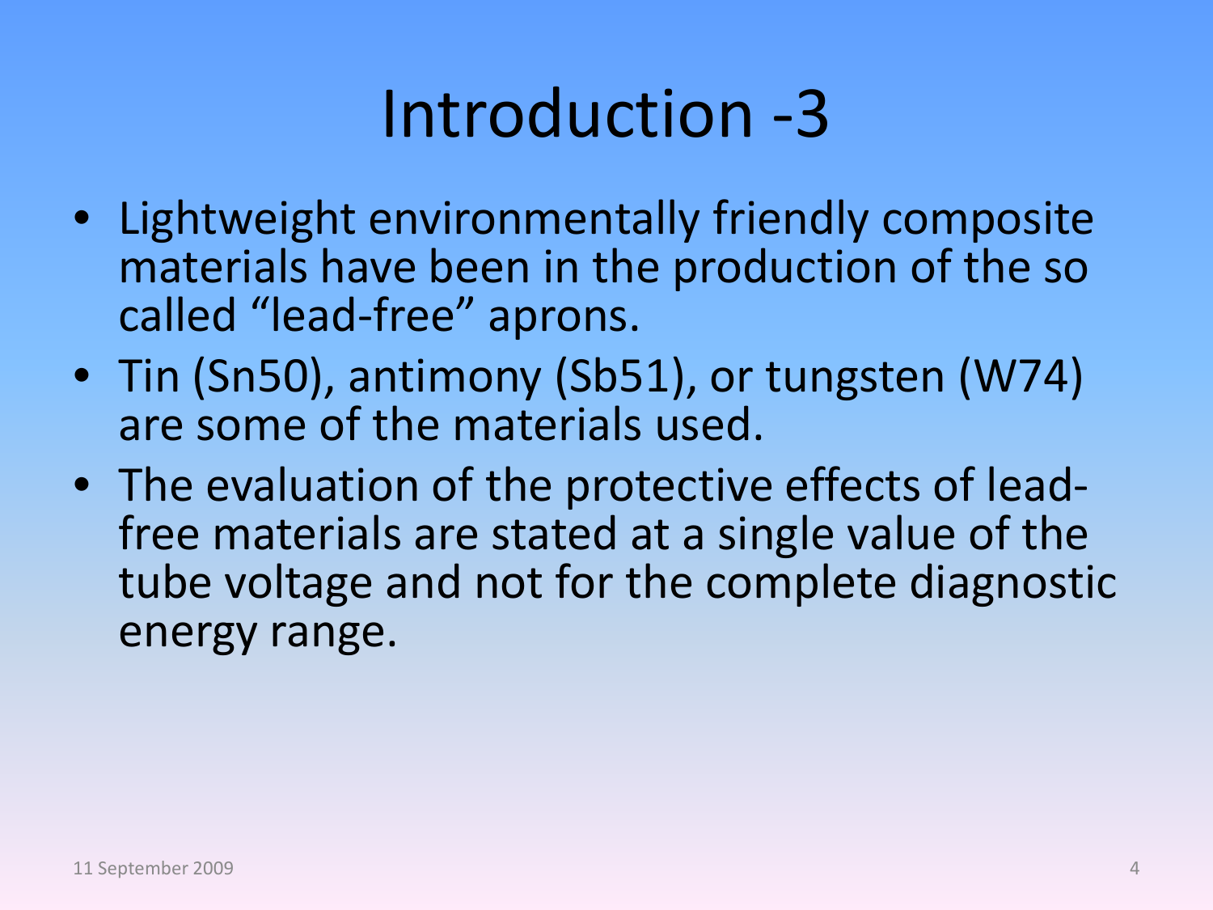# Introduction -3

- Lightweight environmentally friendly composite materials have been in the production of the so called "lead-free" aprons.
- Tin (Sn50), antimony (Sb51), or tungsten (W74) are some of the materials used.
- The evaluation of the protective effects of lead-free materials are stated at a single value of the tube voltage and not for the complete diagnostic energy range.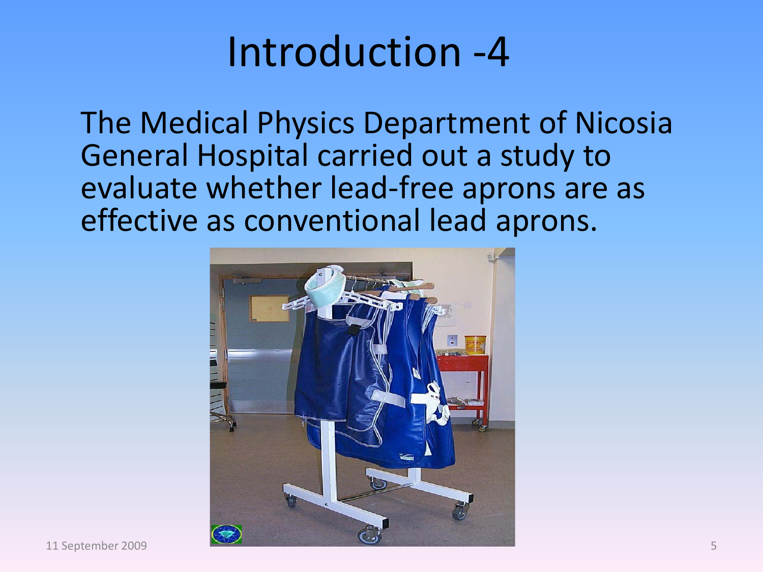# Introduction -4

The Medical Physics Department of Nicosia General Hospital carried out a study to evaluate whether lead-free aprons are as effective as conventional lead aprons.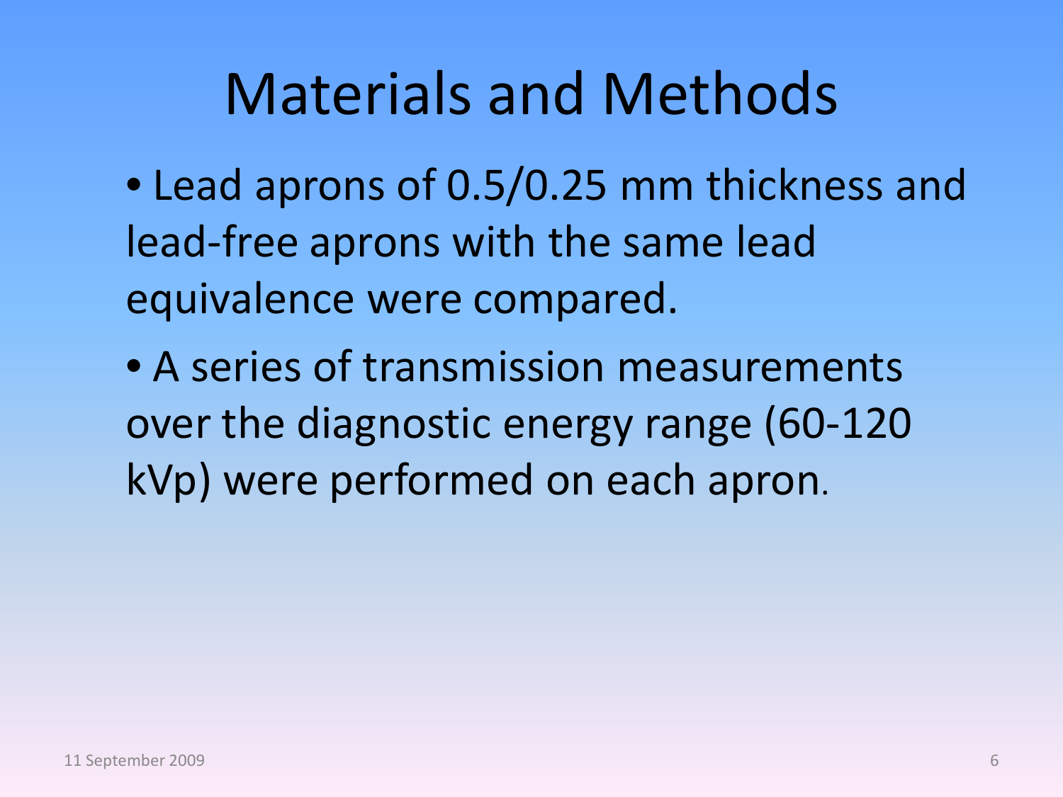# Materials and Methods

- Lead aprons of 0.5/0.25 mm thickness and lead-free aprons with the same lead equivalence were compared.
- A series of transmission measurements over the diagnostic energy range (60-120 kVp) were performed on each apron.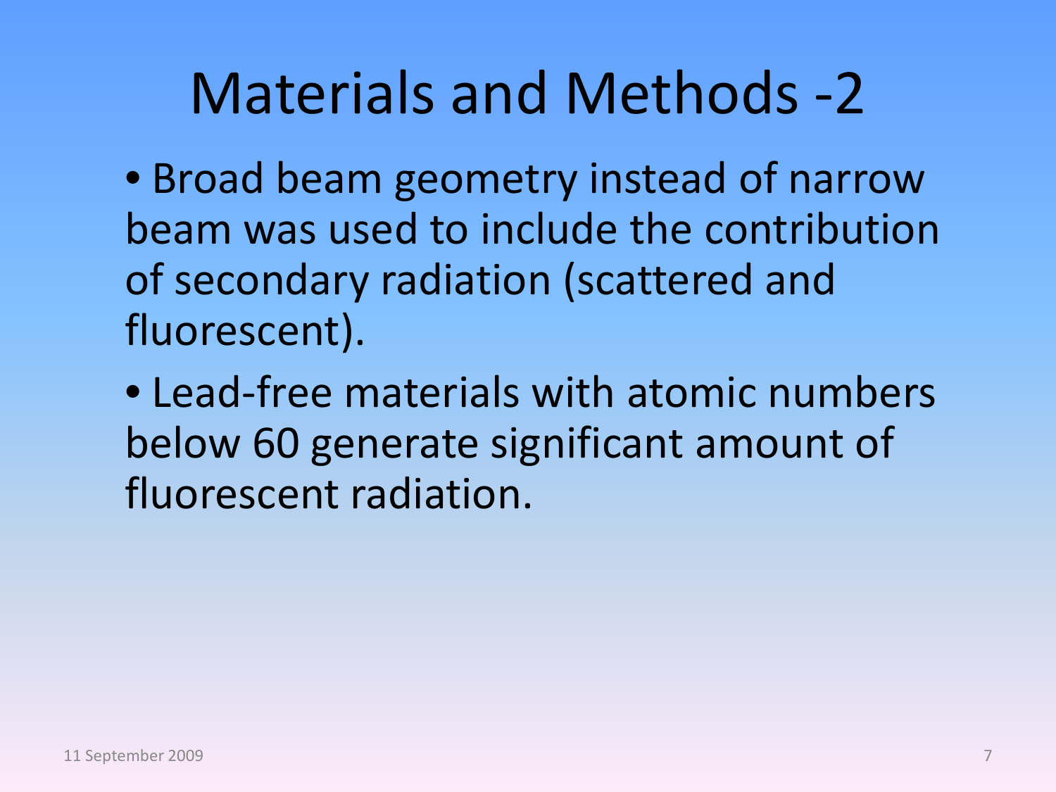# Materials and Methods -2

- Broad beam geometry instead of narrow beam was used to include the contribution of secondary radiation (scattered and fluorescent).
- Lead-free materials with atomic numbers below 60 generate significant amount of fluorescent radiation.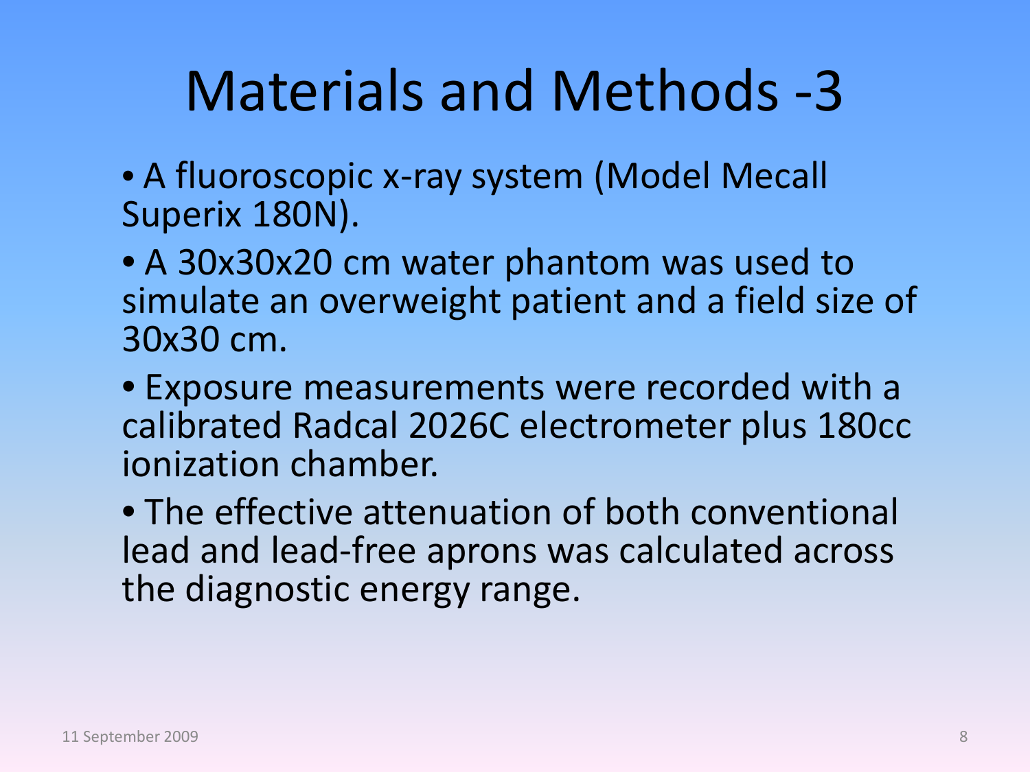# Materials and Methods -3

- A fluoroscopic x-ray system (Model Mecall Superix 180N).
- A 30x30x20 cm water phantom was used to simulate an overweight patient and a field size of 30x30 cm.
- Exposure measurements were recorded with a calibrated Radcal 2026C electrometer plus 180cc ionization chamber.
- The effective attenuation of both conventional lead and lead-free aprons was calculated across the diagnostic energy range.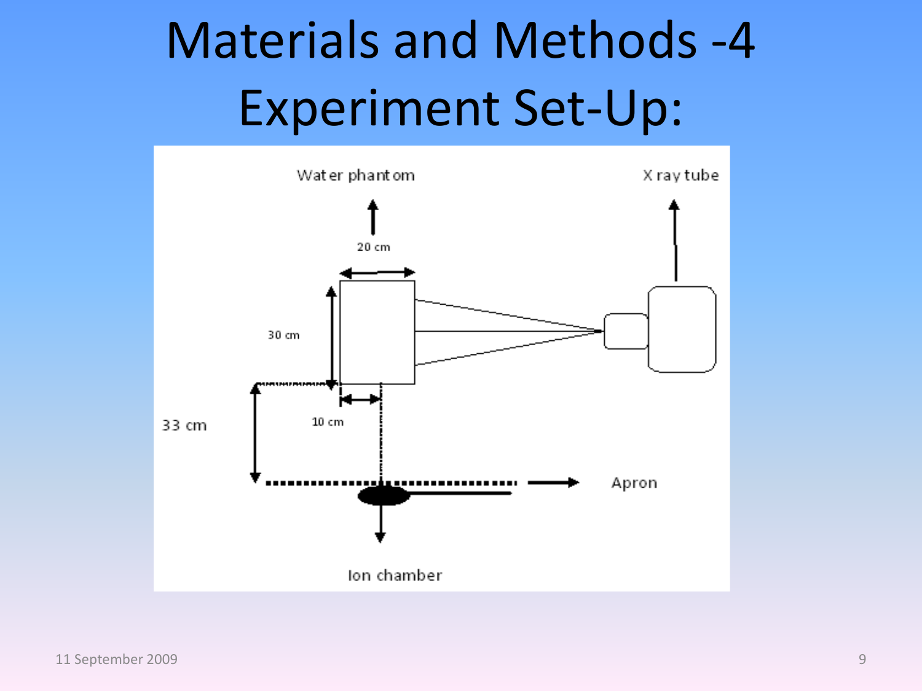# Materials and Methods -4
# Experiment Set-Up:

Water phantom

X ray tube

20 cm

30 cm

33 cm

10 cm

Apron

Ion chamber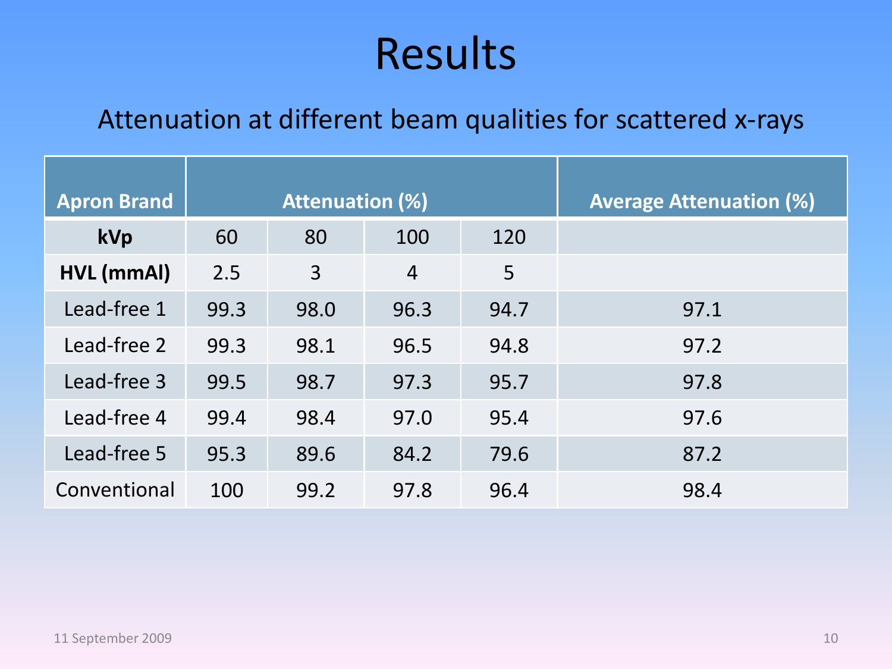# Results

Attenuation at different beam qualities for scattered x-rays

| Apron Brand | Attenuation (%) | | | | Average Attenuation (%) |
|---|---|---|---|---|---|
| **kVp** | 60 | 80 | 100 | 120 | |
| **HVL (mmAl)** | 2.5 | 3 | 4 | 5 | |
| Lead-free 1 | 99.3 | 98.0 | 96.3 | 94.7 | 97.1 |
| Lead-free 2 | 99.3 | 98.1 | 96.5 | 94.8 | 97.2 |
| Lead-free 3 | 99.5 | 98.7 | 97.3 | 95.7 | 97.8 |
| Lead-free 4 | 99.4 | 98.4 | 97.0 | 95.4 | 97.6 |
| Lead-free 5 | 95.3 | 89.6 | 84.2 | 79.6 | 87.2 |
| Conventional | 100 | 99.2 | 97.8 | 96.4 | 98.4 |

11 September 2009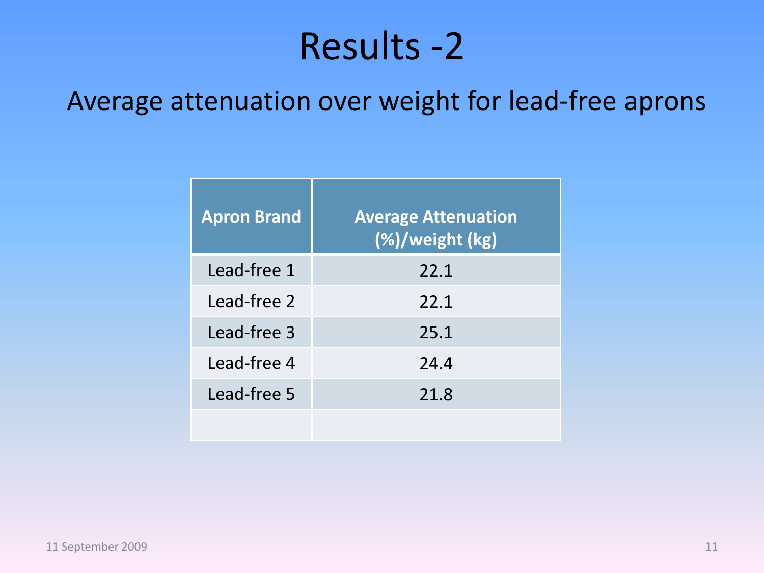# Results -2

Average attenuation over weight for lead-free aprons

| Apron Brand | Average Attenuation (%)/weight (kg) |
| --- | --- |
| Lead-free 1 | 22.1 |
| Lead-free 2 | 22.1 |
| Lead-free 3 | 25.1 |
| Lead-free 4 | 24.4 |
| Lead-free 5 | 21.8 |
| | |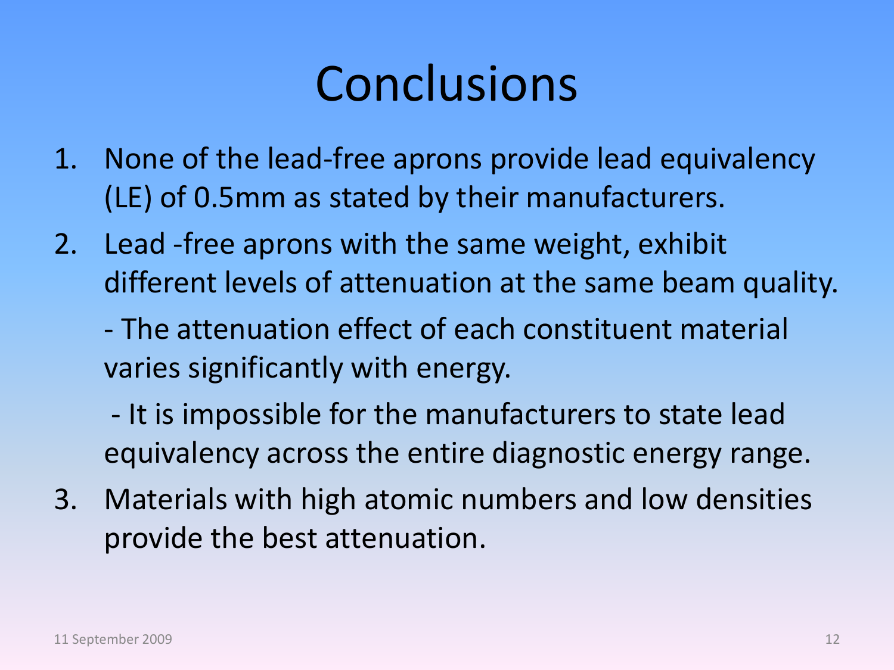# Conclusions

1. None of the lead-free aprons provide lead equivalency (LE) of 0.5mm as stated by their manufacturers.
2. Lead -free aprons with the same weight, exhibit different levels of attenuation at the same beam quality.

   - The attenuation effect of each constituent material varies significantly with energy.

   - It is impossible for the manufacturers to state lead equivalency across the entire diagnostic energy range.
3. Materials with high atomic numbers and low densities provide the best attenuation.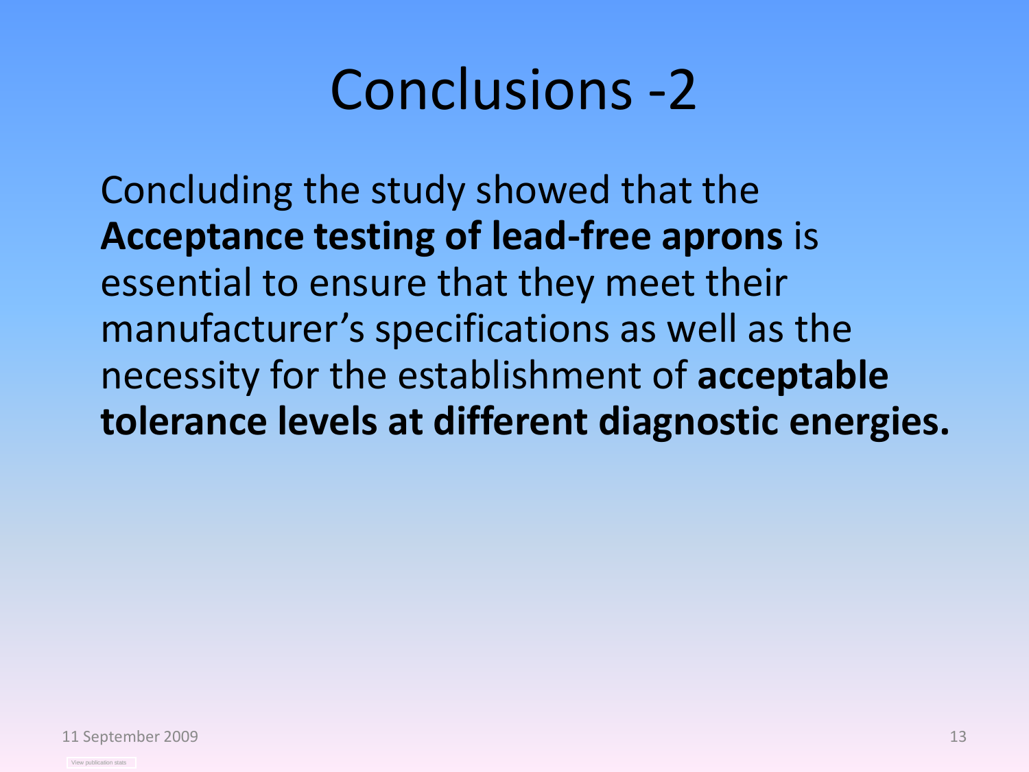# Conclusions -2

Concluding the study showed that the **Acceptance testing of lead-free aprons** is essential to ensure that they meet their manufacturer's specifications as well as the necessity for the establishment of **acceptable tolerance levels at different diagnostic energies.**